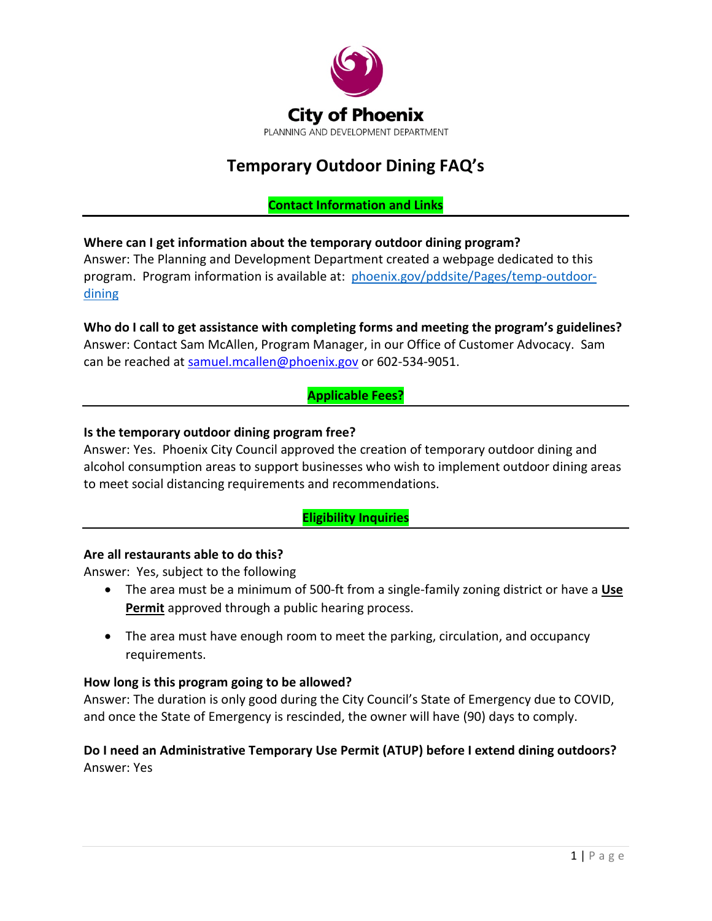City of Phoenix

PLANNING AND DEVELOPMENT DEPARTMENT

# Temporary Outdoor Dining FAQ's

## Contact Information and Links

**Where can I get information about the temporary outdoor dining program?**
Answer: The Planning and Development Department created a webpage dedicated to this program. Program information is available at: [phoenix.gov/pddsite/Pages/temp-outdoor-dining](phoenix.gov/pddsite/Pages/temp-outdoor-dining)

**Who do I call to get assistance with completing forms and meeting the program's guidelines?**
Answer: Contact Sam McAllen, Program Manager, in our Office of Customer Advocacy. Sam can be reached at [samuel.mcallen@phoenix.gov](mailto:samuel.mcallen@phoenix.gov) or 602-534-9051.

## Applicable Fees?

**Is the temporary outdoor dining program free?**
Answer: Yes. Phoenix City Council approved the creation of temporary outdoor dining and alcohol consumption areas to support businesses who wish to implement outdoor dining areas to meet social distancing requirements and recommendations.

## Eligibility Inquiries

**Are all restaurants able to do this?**
Answer: Yes, subject to the following

- The area must be a minimum of 500-ft from a single-family zoning district or have a **Use Permit** approved through a public hearing process.
- The area must have enough room to meet the parking, circulation, and occupancy requirements.

**How long is this program going to be allowed?**
Answer: The duration is only good during the City Council's State of Emergency due to COVID, and once the State of Emergency is rescinded, the owner will have (90) days to comply.

**Do I need an Administrative Temporary Use Permit (ATUP) before I extend dining outdoors?**
Answer: Yes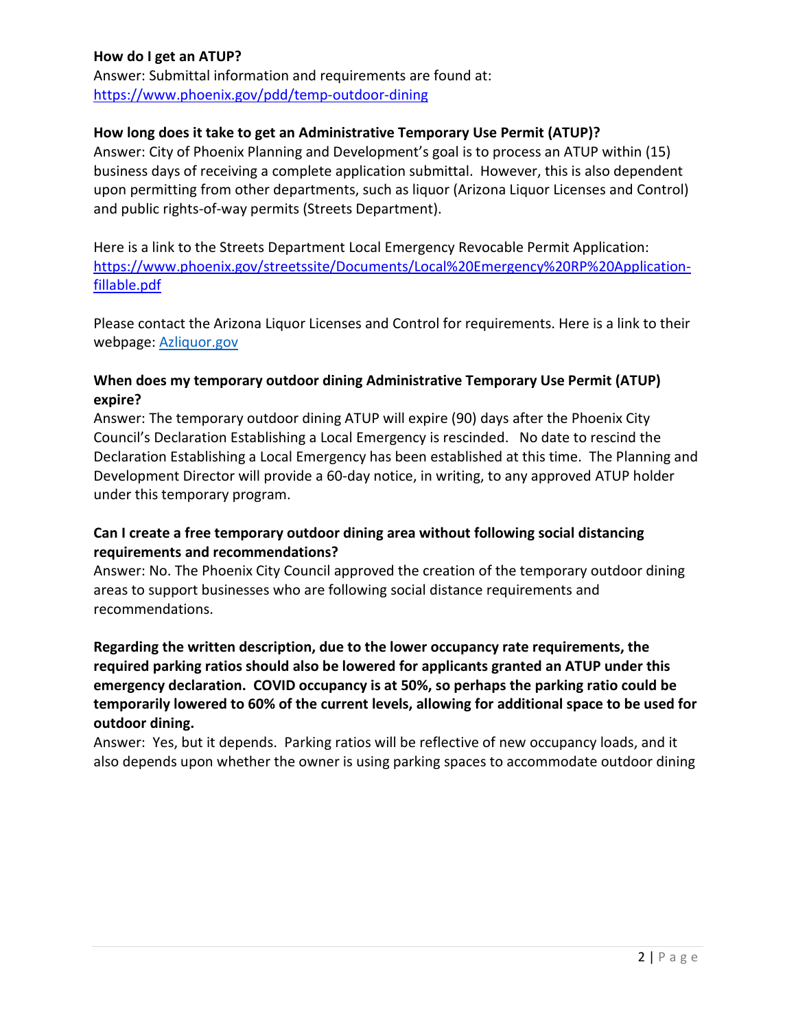**How do I get an ATUP?**

Answer: Submittal information and requirements are found at: [https://www.phoenix.gov/pdd/temp-outdoor-dining](https://www.phoenix.gov/pdd/temp-outdoor-dining)

**How long does it take to get an Administrative Temporary Use Permit (ATUP)?**

Answer: City of Phoenix Planning and Development's goal is to process an ATUP within (15) business days of receiving a complete application submittal. However, this is also dependent upon permitting from other departments, such as liquor (Arizona Liquor Licenses and Control) and public rights-of-way permits (Streets Department).

Here is a link to the Streets Department Local Emergency Revocable Permit Application: [https://www.phoenix.gov/streetssite/Documents/Local%20Emergency%20RP%20Application-fillable.pdf](https://www.phoenix.gov/streetssite/Documents/Local%20Emergency%20RP%20Application-fillable.pdf)

Please contact the Arizona Liquor Licenses and Control for requirements. Here is a link to their webpage: [Azliquor.gov](Azliquor.gov)

**When does my temporary outdoor dining Administrative Temporary Use Permit (ATUP) expire?**

Answer: The temporary outdoor dining ATUP will expire (90) days after the Phoenix City Council's Declaration Establishing a Local Emergency is rescinded. No date to rescind the Declaration Establishing a Local Emergency has been established at this time. The Planning and Development Director will provide a 60-day notice, in writing, to any approved ATUP holder under this temporary program.

**Can I create a free temporary outdoor dining area without following social distancing requirements and recommendations?**

Answer: No. The Phoenix City Council approved the creation of the temporary outdoor dining areas to support businesses who are following social distance requirements and recommendations.

**Regarding the written description, due to the lower occupancy rate requirements, the required parking ratios should also be lowered for applicants granted an ATUP under this emergency declaration. COVID occupancy is at 50%, so perhaps the parking ratio could be temporarily lowered to 60% of the current levels, allowing for additional space to be used for outdoor dining.**

Answer: Yes, but it depends. Parking ratios will be reflective of new occupancy loads, and it also depends upon whether the owner is using parking spaces to accommodate outdoor dining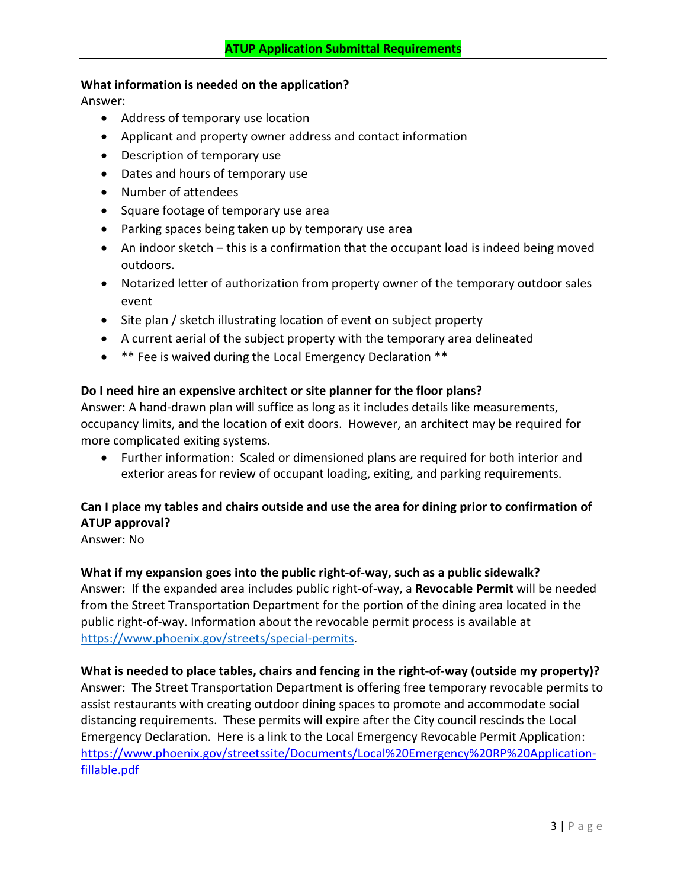## ATUP Application Submittal Requirements

**What information is needed on the application?**
Answer:

- Address of temporary use location
- Applicant and property owner address and contact information
- Description of temporary use
- Dates and hours of temporary use
- Number of attendees
- Square footage of temporary use area
- Parking spaces being taken up by temporary use area
- An indoor sketch – this is a confirmation that the occupant load is indeed being moved outdoors.
- Notarized letter of authorization from property owner of the temporary outdoor sales event
- Site plan / sketch illustrating location of event on subject property
- A current aerial of the subject property with the temporary area delineated
- ** Fee is waived during the Local Emergency Declaration **

**Do I need hire an expensive architect or site planner for the floor plans?**
Answer: A hand-drawn plan will suffice as long as it includes details like measurements, occupancy limits, and the location of exit doors. However, an architect may be required for more complicated exiting systems.

- Further information: Scaled or dimensioned plans are required for both interior and exterior areas for review of occupant loading, exiting, and parking requirements.

**Can I place my tables and chairs outside and use the area for dining prior to confirmation of ATUP approval?**
Answer: No

**What if my expansion goes into the public right-of-way, such as a public sidewalk?**
Answer: If the expanded area includes public right-of-way, a **Revocable Permit** will be needed from the Street Transportation Department for the portion of the dining area located in the public right-of-way. Information about the revocable permit process is available at [https://www.phoenix.gov/streets/special-permits](https://www.phoenix.gov/streets/special-permits).

**What is needed to place tables, chairs and fencing in the right-of-way (outside my property)?**
Answer: The Street Transportation Department is offering free temporary revocable permits to assist restaurants with creating outdoor dining spaces to promote and accommodate social distancing requirements. These permits will expire after the City council rescinds the Local Emergency Declaration. Here is a link to the Local Emergency Revocable Permit Application: [https://www.phoenix.gov/streetssite/Documents/Local%20Emergency%20RP%20Application-fillable.pdf](https://www.phoenix.gov/streetssite/Documents/Local%20Emergency%20RP%20Application-fillable.pdf)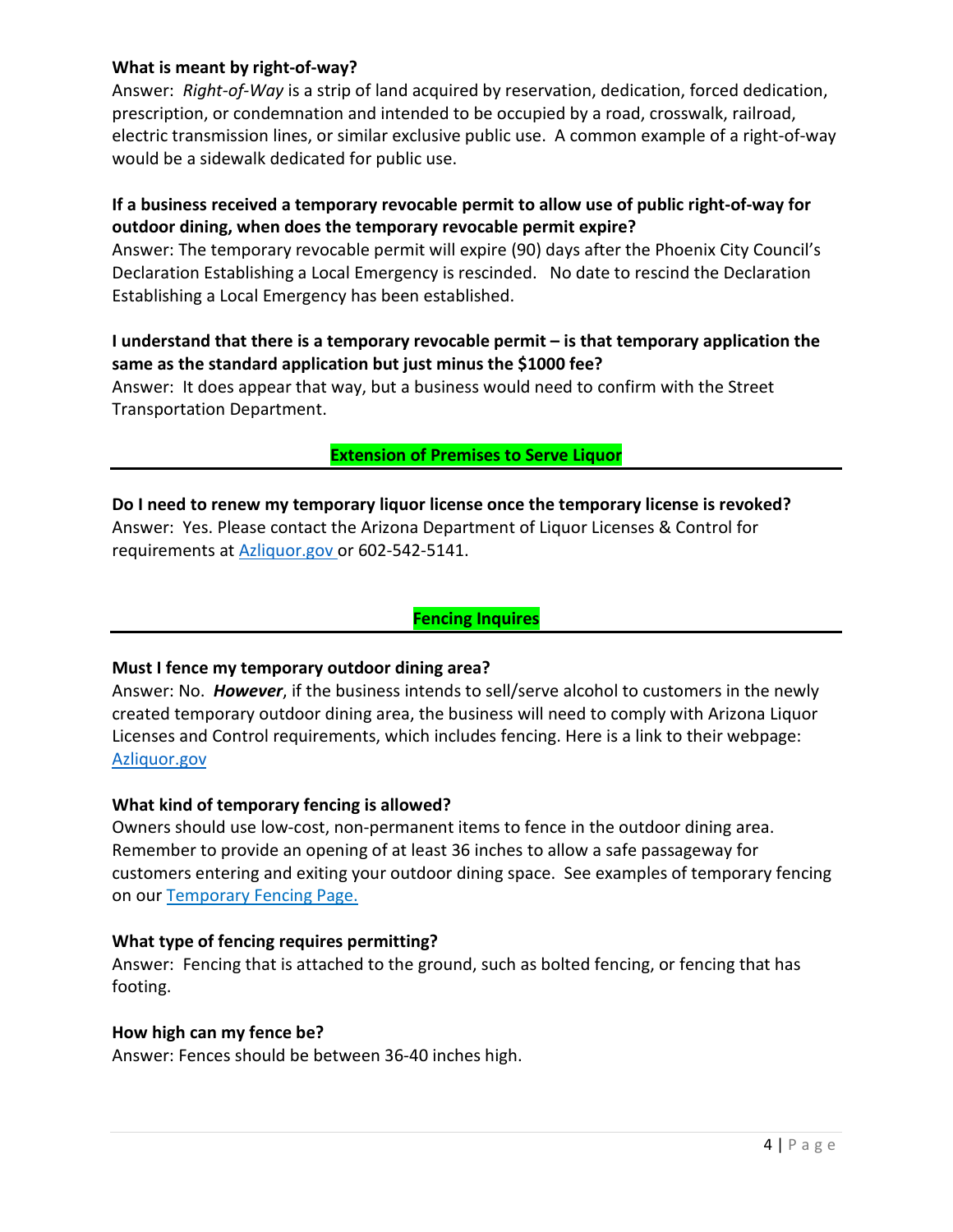**What is meant by right-of-way?**

Answer: *Right-of-Way* is a strip of land acquired by reservation, dedication, forced dedication, prescription, or condemnation and intended to be occupied by a road, crosswalk, railroad, electric transmission lines, or similar exclusive public use. A common example of a right-of-way would be a sidewalk dedicated for public use.

**If a business received a temporary revocable permit to allow use of public right-of-way for outdoor dining, when does the temporary revocable permit expire?**

Answer: The temporary revocable permit will expire (90) days after the Phoenix City Council's Declaration Establishing a Local Emergency is rescinded. No date to rescind the Declaration Establishing a Local Emergency has been established.

**I understand that there is a temporary revocable permit – is that temporary application the same as the standard application but just minus the $1000 fee?**

Answer: It does appear that way, but a business would need to confirm with the Street Transportation Department.

## Extension of Premises to Serve Liquor

**Do I need to renew my temporary liquor license once the temporary license is revoked?**

Answer: Yes. Please contact the Arizona Department of Liquor Licenses & Control for requirements at [Azliquor.gov](Azliquor.gov) or 602-542-5141.

## Fencing Inquires

**Must I fence my temporary outdoor dining area?**

Answer: No. ***However***, if the business intends to sell/serve alcohol to customers in the newly created temporary outdoor dining area, the business will need to comply with Arizona Liquor Licenses and Control requirements, which includes fencing. Here is a link to their webpage: [Azliquor.gov](Azliquor.gov)

**What kind of temporary fencing is allowed?**

Owners should use low-cost, non-permanent items to fence in the outdoor dining area. Remember to provide an opening of at least 36 inches to allow a safe passageway for customers entering and exiting your outdoor dining space. See examples of temporary fencing on our [Temporary Fencing Page.]()

**What type of fencing requires permitting?**

Answer: Fencing that is attached to the ground, such as bolted fencing, or fencing that has footing.

**How high can my fence be?**

Answer: Fences should be between 36-40 inches high.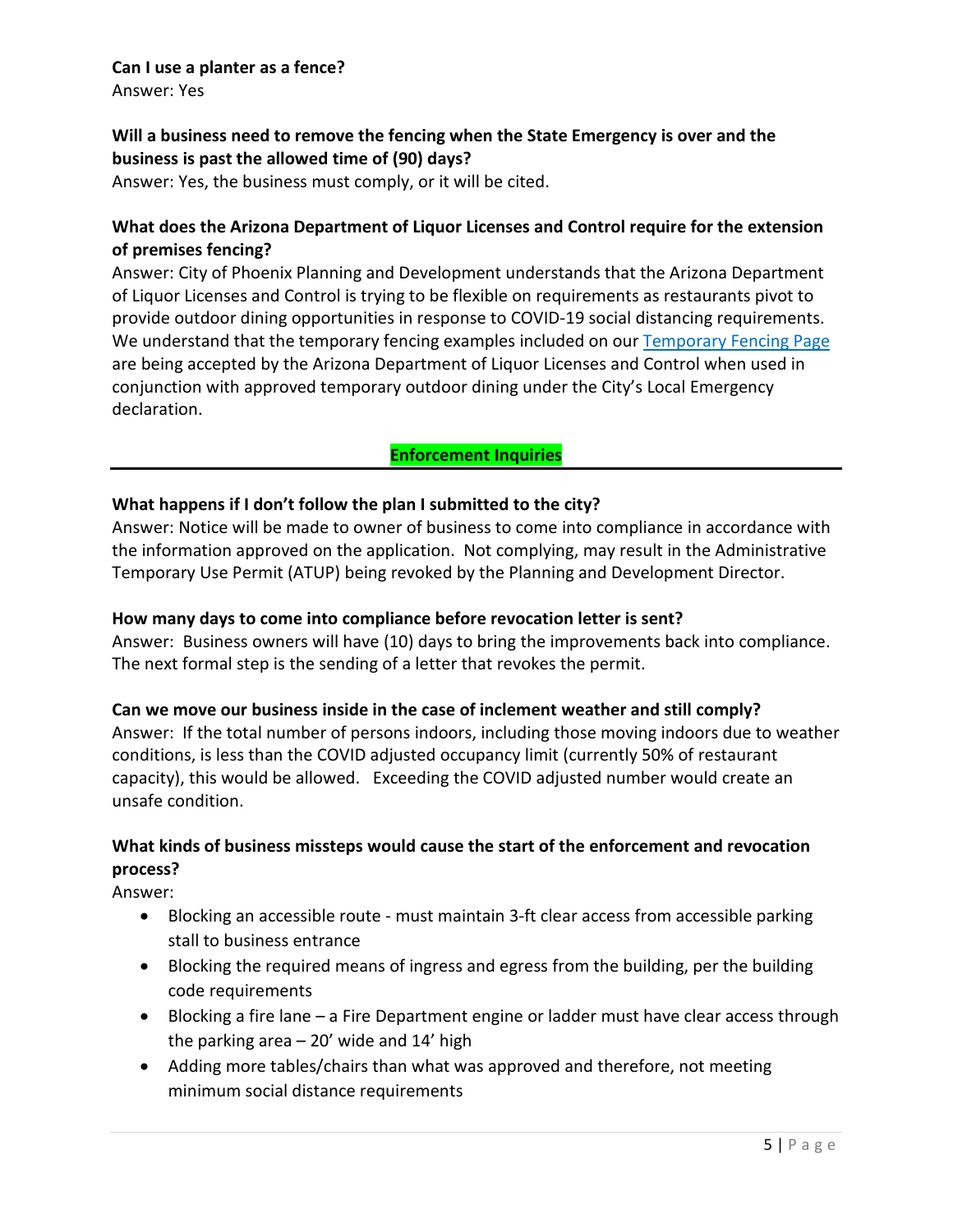**Can I use a planter as a fence?**
Answer: Yes

**Will a business need to remove the fencing when the State Emergency is over and the business is past the allowed time of (90) days?**
Answer: Yes, the business must comply, or it will be cited.

**What does the Arizona Department of Liquor Licenses and Control require for the extension of premises fencing?**
Answer: City of Phoenix Planning and Development understands that the Arizona Department of Liquor Licenses and Control is trying to be flexible on requirements as restaurants pivot to provide outdoor dining opportunities in response to COVID-19 social distancing requirements. We understand that the temporary fencing examples included on our Temporary Fencing Page are being accepted by the Arizona Department of Liquor Licenses and Control when used in conjunction with approved temporary outdoor dining under the City's Local Emergency declaration.

## Enforcement Inquiries

**What happens if I don't follow the plan I submitted to the city?**
Answer: Notice will be made to owner of business to come into compliance in accordance with the information approved on the application. Not complying, may result in the Administrative Temporary Use Permit (ATUP) being revoked by the Planning and Development Director.

**How many days to come into compliance before revocation letter is sent?**
Answer: Business owners will have (10) days to bring the improvements back into compliance. The next formal step is the sending of a letter that revokes the permit.

**Can we move our business inside in the case of inclement weather and still comply?**
Answer: If the total number of persons indoors, including those moving indoors due to weather conditions, is less than the COVID adjusted occupancy limit (currently 50% of restaurant capacity), this would be allowed. Exceeding the COVID adjusted number would create an unsafe condition.

**What kinds of business missteps would cause the start of the enforcement and revocation process?**
Answer:

- Blocking an accessible route - must maintain 3-ft clear access from accessible parking stall to business entrance
- Blocking the required means of ingress and egress from the building, per the building code requirements
- Blocking a fire lane – a Fire Department engine or ladder must have clear access through the parking area – 20' wide and 14' high
- Adding more tables/chairs than what was approved and therefore, not meeting minimum social distance requirements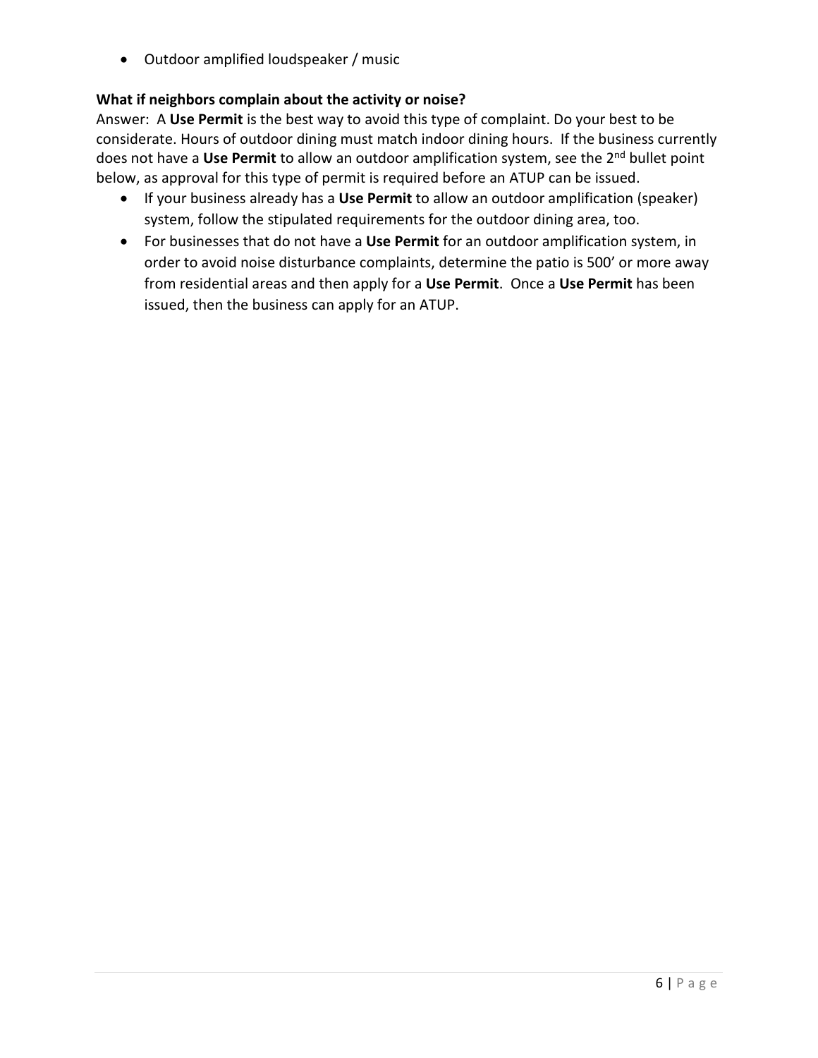- Outdoor amplified loudspeaker / music

**What if neighbors complain about the activity or noise?**

Answer: A **Use Permit** is the best way to avoid this type of complaint. Do your best to be considerate. Hours of outdoor dining must match indoor dining hours. If the business currently does not have a **Use Permit** to allow an outdoor amplification system, see the 2nd bullet point below, as approval for this type of permit is required before an ATUP can be issued.

- If your business already has a **Use Permit** to allow an outdoor amplification (speaker) system, follow the stipulated requirements for the outdoor dining area, too.
- For businesses that do not have a **Use Permit** for an outdoor amplification system, in order to avoid noise disturbance complaints, determine the patio is 500' or more away from residential areas and then apply for a **Use Permit**. Once a **Use Permit** has been issued, then the business can apply for an ATUP.